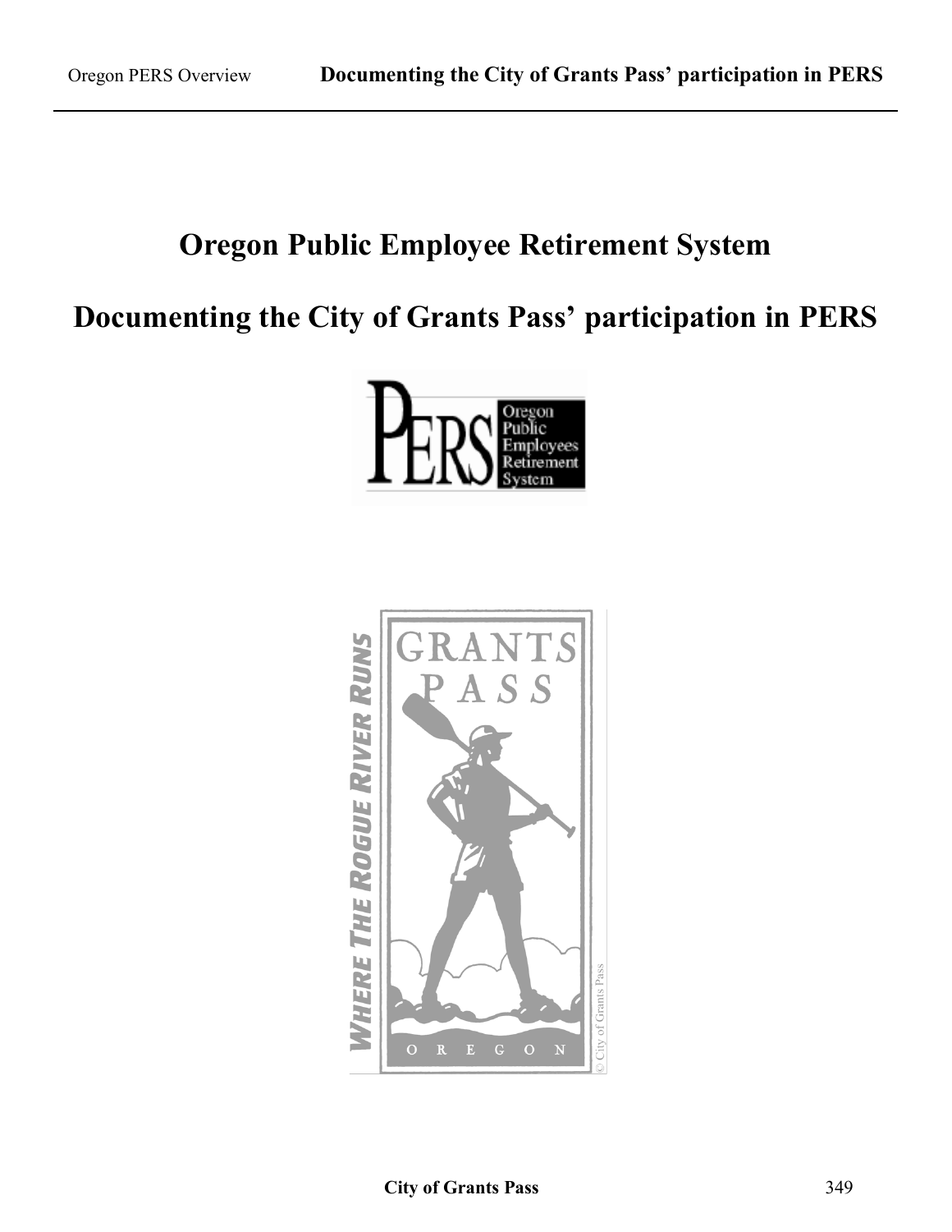# Oregon Public Employee Retirement System

# Documenting the City of Grants Pass' participation in PERS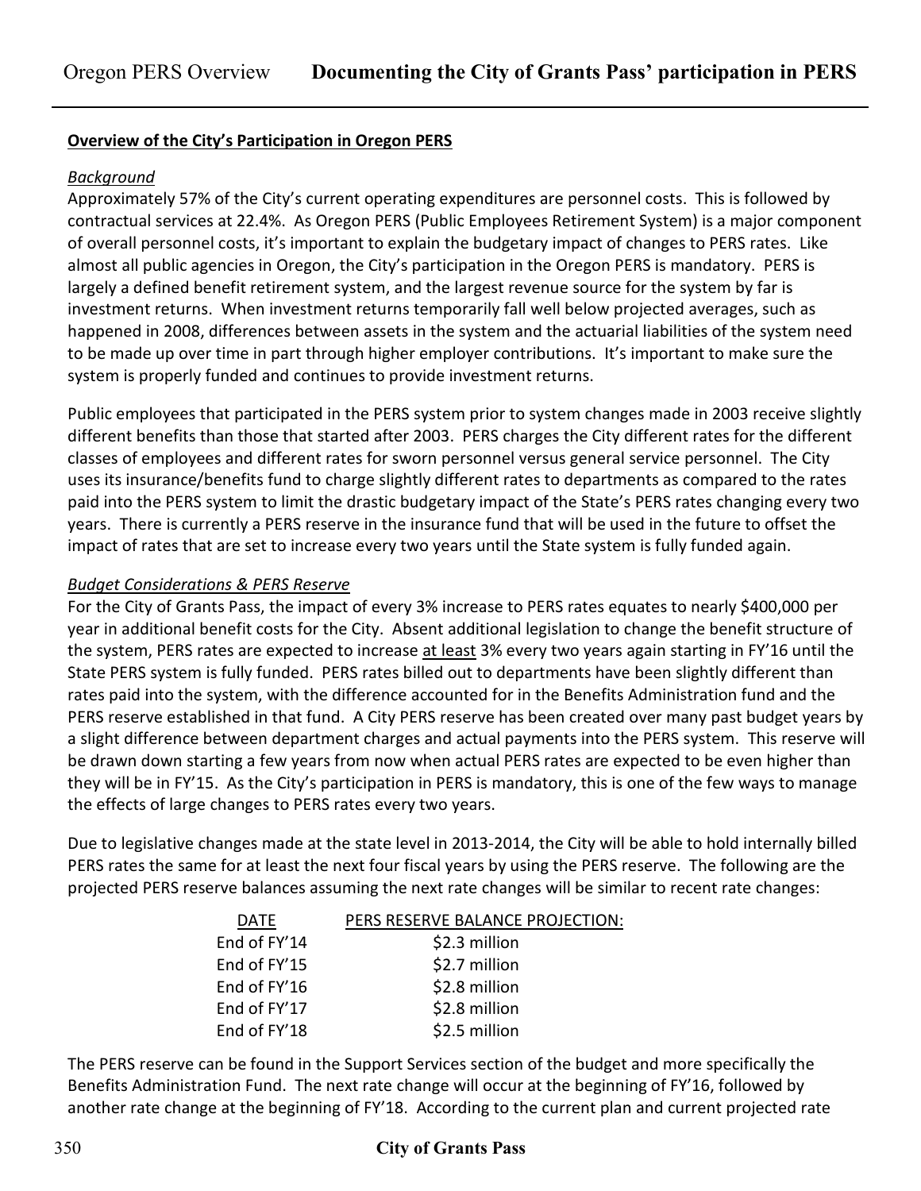## Overview of the City's Participation in Oregon PERS

### *Background*

Approximately 57% of the City's current operating expenditures are personnel costs. This is followed by contractual services at 22.4%. As Oregon PERS (Public Employees Retirement System) is a major component of overall personnel costs, it's important to explain the budgetary impact of changes to PERS rates. Like almost all public agencies in Oregon, the City's participation in the Oregon PERS is mandatory. PERS is largely a defined benefit retirement system, and the largest revenue source for the system by far is investment returns. When investment returns temporarily fall well below projected averages, such as happened in 2008, differences between assets in the system and the actuarial liabilities of the system need to be made up over time in part through higher employer contributions. It's important to make sure the system is properly funded and continues to provide investment returns.

Public employees that participated in the PERS system prior to system changes made in 2003 receive slightly different benefits than those that started after 2003. PERS charges the City different rates for the different classes of employees and different rates for sworn personnel versus general service personnel. The City uses its insurance/benefits fund to charge slightly different rates to departments as compared to the rates paid into the PERS system to limit the drastic budgetary impact of the State's PERS rates changing every two years. There is currently a PERS reserve in the insurance fund that will be used in the future to offset the impact of rates that are set to increase every two years until the State system is fully funded again.

### *Budget Considerations & PERS Reserve*

For the City of Grants Pass, the impact of every 3% increase to PERS rates equates to nearly $400,000 per year in additional benefit costs for the City. Absent additional legislation to change the benefit structure of the system, PERS rates are expected to increase at least 3% every two years again starting in FY'16 until the State PERS system is fully funded. PERS rates billed out to departments have been slightly different than rates paid into the system, with the difference accounted for in the Benefits Administration fund and the PERS reserve established in that fund. A City PERS reserve has been created over many past budget years by a slight difference between department charges and actual payments into the PERS system. This reserve will be drawn down starting a few years from now when actual PERS rates are expected to be even higher than they will be in FY'15. As the City's participation in PERS is mandatory, this is one of the few ways to manage the effects of large changes to PERS rates every two years.

Due to legislative changes made at the state level in 2013-2014, the City will be able to hold internally billed PERS rates the same for at least the next four fiscal years by using the PERS reserve. The following are the projected PERS reserve balances assuming the next rate changes will be similar to recent rate changes:

| DATE | PERS RESERVE BALANCE PROJECTION: |
| --- | --- |
| End of FY'14 | $2.3 million |
| End of FY'15 | $2.7 million |
| End of FY'16 | $2.8 million |
| End of FY'17 | $2.8 million |
| End of FY'18 | $2.5 million |

The PERS reserve can be found in the Support Services section of the budget and more specifically the Benefits Administration Fund. The next rate change will occur at the beginning of FY'16, followed by another rate change at the beginning of FY'18. According to the current plan and current projected rate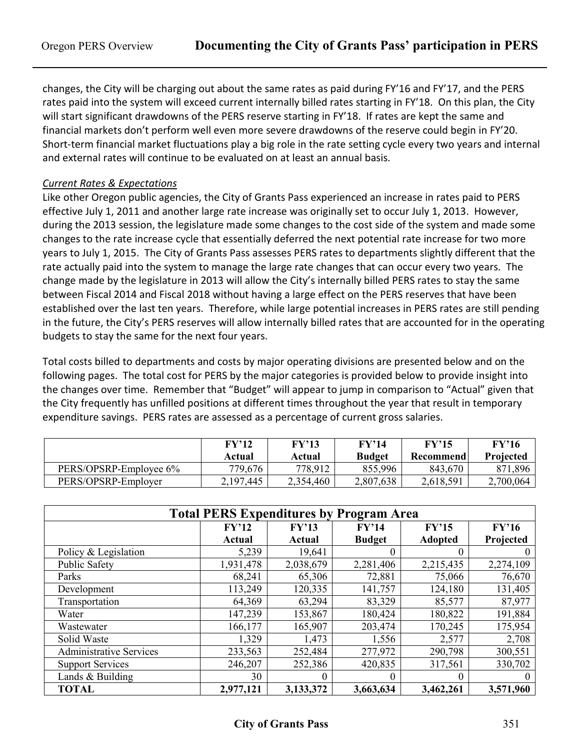changes, the City will be charging out about the same rates as paid during FY'16 and FY'17, and the PERS rates paid into the system will exceed current internally billed rates starting in FY'18. On this plan, the City will start significant drawdowns of the PERS reserve starting in FY'18. If rates are kept the same and financial markets don't perform well even more severe drawdowns of the reserve could begin in FY'20. Short-term financial market fluctuations play a big role in the rate setting cycle every two years and internal and external rates will continue to be evaluated on at least an annual basis.

*Current Rates & Expectations*

Like other Oregon public agencies, the City of Grants Pass experienced an increase in rates paid to PERS effective July 1, 2011 and another large rate increase was originally set to occur July 1, 2013. However, during the 2013 session, the legislature made some changes to the cost side of the system and made some changes to the rate increase cycle that essentially deferred the next potential rate increase for two more years to July 1, 2015. The City of Grants Pass assesses PERS rates to departments slightly different that the rate actually paid into the system to manage the large rate changes that can occur every two years. The change made by the legislature in 2013 will allow the City's internally billed PERS rates to stay the same between Fiscal 2014 and Fiscal 2018 without having a large effect on the PERS reserves that have been established over the last ten years. Therefore, while large potential increases in PERS rates are still pending in the future, the City's PERS reserves will allow internally billed rates that are accounted for in the operating budgets to stay the same for the next four years.

Total costs billed to departments and costs by major operating divisions are presented below and on the following pages. The total cost for PERS by the major categories is provided below to provide insight into the changes over time. Remember that "Budget" will appear to jump in comparison to "Actual" given that the City frequently has unfilled positions at different times throughout the year that result in temporary expenditure savings. PERS rates are assessed as a percentage of current gross salaries.

| | FY'12 Actual | FY'13 Actual | FY'14 Budget | FY'15 Recommend | FY'16 Projected |
|---|---|---|---|---|---|
| PERS/OPSRP-Employee 6% | 779,676 | 778,912 | 855,996 | 843,670 | 871,896 |
| PERS/OPSRP-Employer | 2,197,445 | 2,354,460 | 2,807,638 | 2,618,591 | 2,700,064 |

| Total PERS Expenditures by Program Area | | | | | |
|---|---|---|---|---|---|
| | **FY'12 Actual** | **FY'13 Actual** | **FY'14 Budget** | **FY'15 Adopted** | **FY'16 Projected** |
| Policy & Legislation | 5,239 | 19,641 | 0 | 0 | 0 |
| Public Safety | 1,931,478 | 2,038,679 | 2,281,406 | 2,215,435 | 2,274,109 |
| Parks | 68,241 | 65,306 | 72,881 | 75,066 | 76,670 |
| Development | 113,249 | 120,335 | 141,757 | 124,180 | 131,405 |
| Transportation | 64,369 | 63,294 | 83,329 | 85,577 | 87,977 |
| Water | 147,239 | 153,867 | 180,424 | 180,822 | 191,884 |
| Wastewater | 166,177 | 165,907 | 203,474 | 170,245 | 175,954 |
| Solid Waste | 1,329 | 1,473 | 1,556 | 2,577 | 2,708 |
| Administrative Services | 233,563 | 252,484 | 277,972 | 290,798 | 300,551 |
| Support Services | 246,207 | 252,386 | 420,835 | 317,561 | 330,702 |
| Lands & Building | 30 | 0 | 0 | 0 | 0 |
| **TOTAL** | **2,977,121** | **3,133,372** | **3,663,634** | **3,462,261** | **3,571,960** |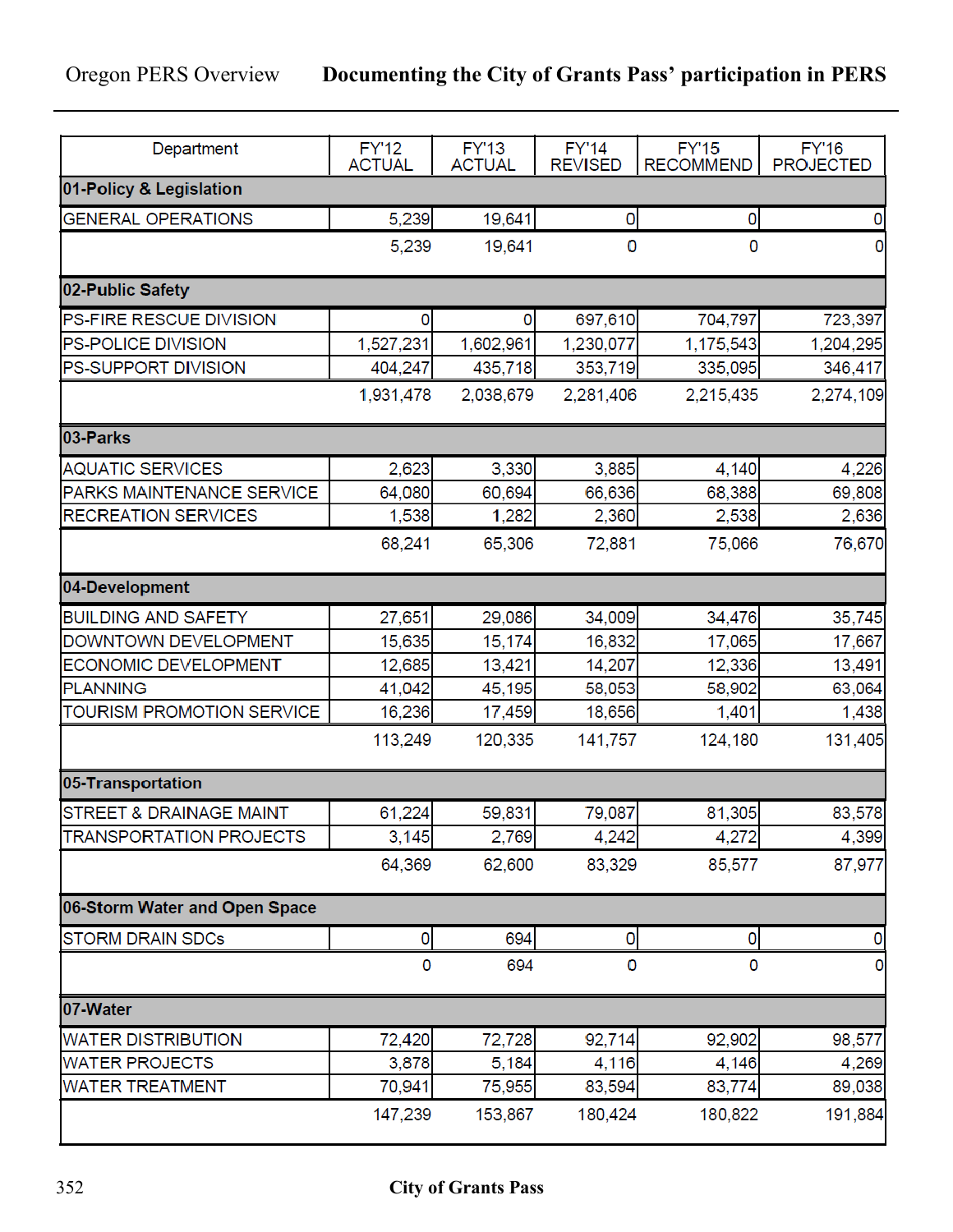| Department | FY'12 ACTUAL | FY'13 ACTUAL | FY'14 REVISED | FY'15 RECOMMEND | FY'16 PROJECTED |
|---|---|---|---|---|---|
| **01-Policy & Legislation** | | | | | |
| GENERAL OPERATIONS | 5,239 | 19,641 | 0 | 0 | 0 |
| | 5,239 | 19,641 | 0 | 0 | 0 |
| **02-Public Safety** | | | | | |
| PS-FIRE RESCUE DIVISION | 0 | 0 | 697,610 | 704,797 | 723,397 |
| PS-POLICE DIVISION | 1,527,231 | 1,602,961 | 1,230,077 | 1,175,543 | 1,204,295 |
| PS-SUPPORT DIVISION | 404,247 | 435,718 | 353,719 | 335,095 | 346,417 |
| | 1,931,478 | 2,038,679 | 2,281,406 | 2,215,435 | 2,274,109 |
| **03-Parks** | | | | | |
| AQUATIC SERVICES | 2,623 | 3,330 | 3,885 | 4,140 | 4,226 |
| PARKS MAINTENANCE SERVICE | 64,080 | 60,694 | 66,636 | 68,388 | 69,808 |
| RECREATION SERVICES | 1,538 | 1,282 | 2,360 | 2,538 | 2,636 |
| | 68,241 | 65,306 | 72,881 | 75,066 | 76,670 |
| **04-Development** | | | | | |
| BUILDING AND SAFETY | 27,651 | 29,086 | 34,009 | 34,476 | 35,745 |
| DOWNTOWN DEVELOPMENT | 15,635 | 15,174 | 16,832 | 17,065 | 17,667 |
| ECONOMIC DEVELOPMENT | 12,685 | 13,421 | 14,207 | 12,336 | 13,491 |
| PLANNING | 41,042 | 45,195 | 58,053 | 58,902 | 63,064 |
| TOURISM PROMOTION SERVICE | 16,236 | 17,459 | 18,656 | 1,401 | 1,438 |
| | 113,249 | 120,335 | 141,757 | 124,180 | 131,405 |
| **05-Transportation** | | | | | |
| STREET & DRAINAGE MAINT | 61,224 | 59,831 | 79,087 | 81,305 | 83,578 |
| TRANSPORTATION PROJECTS | 3,145 | 2,769 | 4,242 | 4,272 | 4,399 |
| | 64,369 | 62,600 | 83,329 | 85,577 | 87,977 |
| **06-Storm Water and Open Space** | | | | | |
| STORM DRAIN SDCs | 0 | 694 | 0 | 0 | 0 |
| | 0 | 694 | 0 | 0 | 0 |
| **07-Water** | | | | | |
| WATER DISTRIBUTION | 72,420 | 72,728 | 92,714 | 92,902 | 98,577 |
| WATER PROJECTS | 3,878 | 5,184 | 4,116 | 4,146 | 4,269 |
| WATER TREATMENT | 70,941 | 75,955 | 83,594 | 83,774 | 89,038 |
| | 147,239 | 153,867 | 180,424 | 180,822 | 191,884 |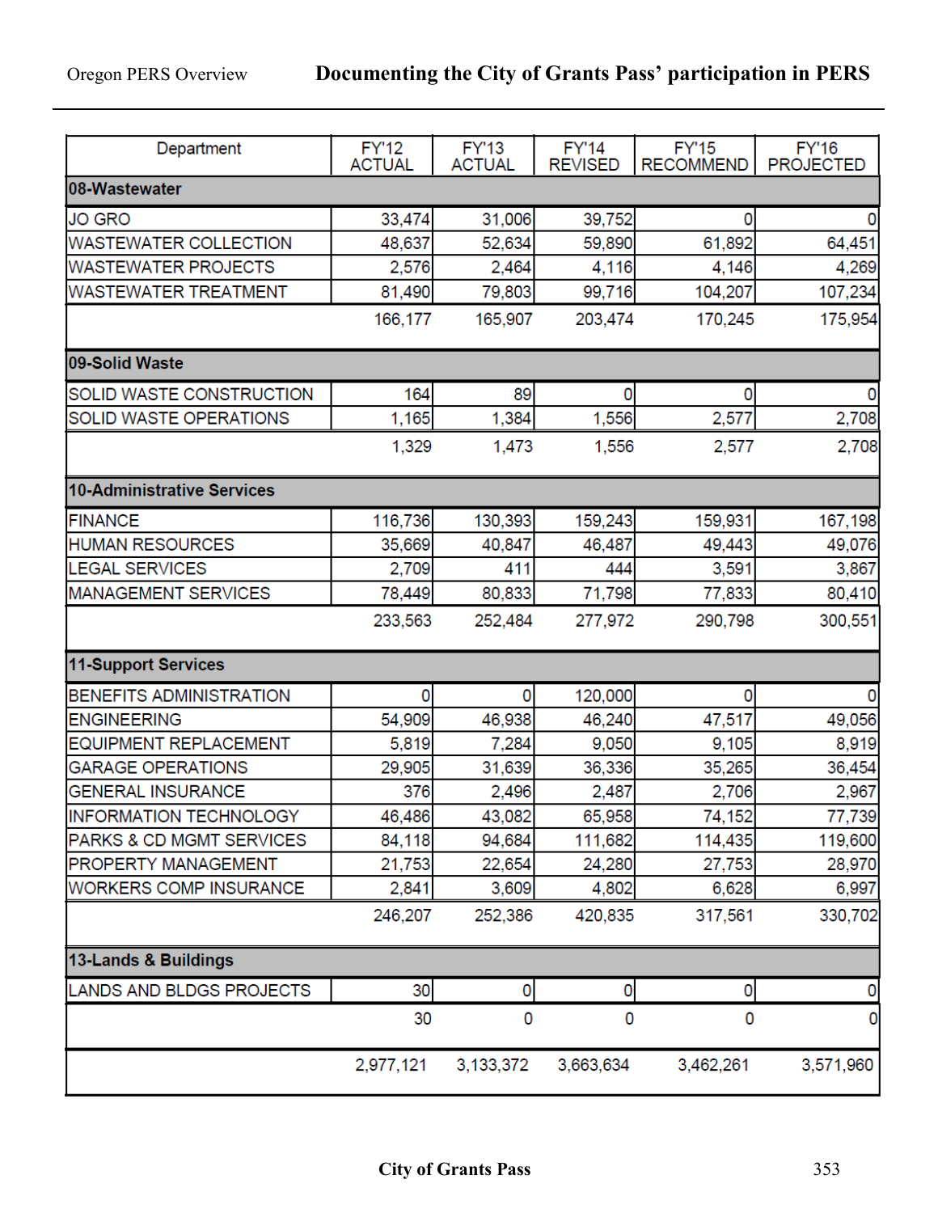| Department | FY'12 ACTUAL | FY'13 ACTUAL | FY'14 REVISED | FY'15 RECOMMEND | FY'16 PROJECTED |
|---|---|---|---|---|---|
| **08-Wastewater** | | | | | |
| JO GRO | 33,474 | 31,006 | 39,752 | 0 | 0 |
| WASTEWATER COLLECTION | 48,637 | 52,634 | 59,890 | 61,892 | 64,451 |
| WASTEWATER PROJECTS | 2,576 | 2,464 | 4,116 | 4,146 | 4,269 |
| WASTEWATER TREATMENT | 81,490 | 79,803 | 99,716 | 104,207 | 107,234 |
| | 166,177 | 165,907 | 203,474 | 170,245 | 175,954 |
| **09-Solid Waste** | | | | | |
| SOLID WASTE CONSTRUCTION | 164 | 89 | 0 | 0 | 0 |
| SOLID WASTE OPERATIONS | 1,165 | 1,384 | 1,556 | 2,577 | 2,708 |
| | 1,329 | 1,473 | 1,556 | 2,577 | 2,708 |
| **10-Administrative Services** | | | | | |
| FINANCE | 116,736 | 130,393 | 159,243 | 159,931 | 167,198 |
| HUMAN RESOURCES | 35,669 | 40,847 | 46,487 | 49,443 | 49,076 |
| LEGAL SERVICES | 2,709 | 411 | 444 | 3,591 | 3,867 |
| MANAGEMENT SERVICES | 78,449 | 80,833 | 71,798 | 77,833 | 80,410 |
| | 233,563 | 252,484 | 277,972 | 290,798 | 300,551 |
| **11-Support Services** | | | | | |
| BENEFITS ADMINISTRATION | 0 | 0 | 120,000 | 0 | 0 |
| ENGINEERING | 54,909 | 46,938 | 46,240 | 47,517 | 49,056 |
| EQUIPMENT REPLACEMENT | 5,819 | 7,284 | 9,050 | 9,105 | 8,919 |
| GARAGE OPERATIONS | 29,905 | 31,639 | 36,336 | 35,265 | 36,454 |
| GENERAL INSURANCE | 376 | 2,496 | 2,487 | 2,706 | 2,967 |
| INFORMATION TECHNOLOGY | 46,486 | 43,082 | 65,958 | 74,152 | 77,739 |
| PARKS & CD MGMT SERVICES | 84,118 | 94,684 | 111,682 | 114,435 | 119,600 |
| PROPERTY MANAGEMENT | 21,753 | 22,654 | 24,280 | 27,753 | 28,970 |
| WORKERS COMP INSURANCE | 2,841 | 3,609 | 4,802 | 6,628 | 6,997 |
| | 246,207 | 252,386 | 420,835 | 317,561 | 330,702 |
| **13-Lands & Buildings** | | | | | |
| LANDS AND BLDGS PROJECTS | 30 | 0 | 0 | 0 | 0 |
| | 30 | 0 | 0 | 0 | 0 |
| | 2,977,121 | 3,133,372 | 3,663,634 | 3,462,261 | 3,571,960 |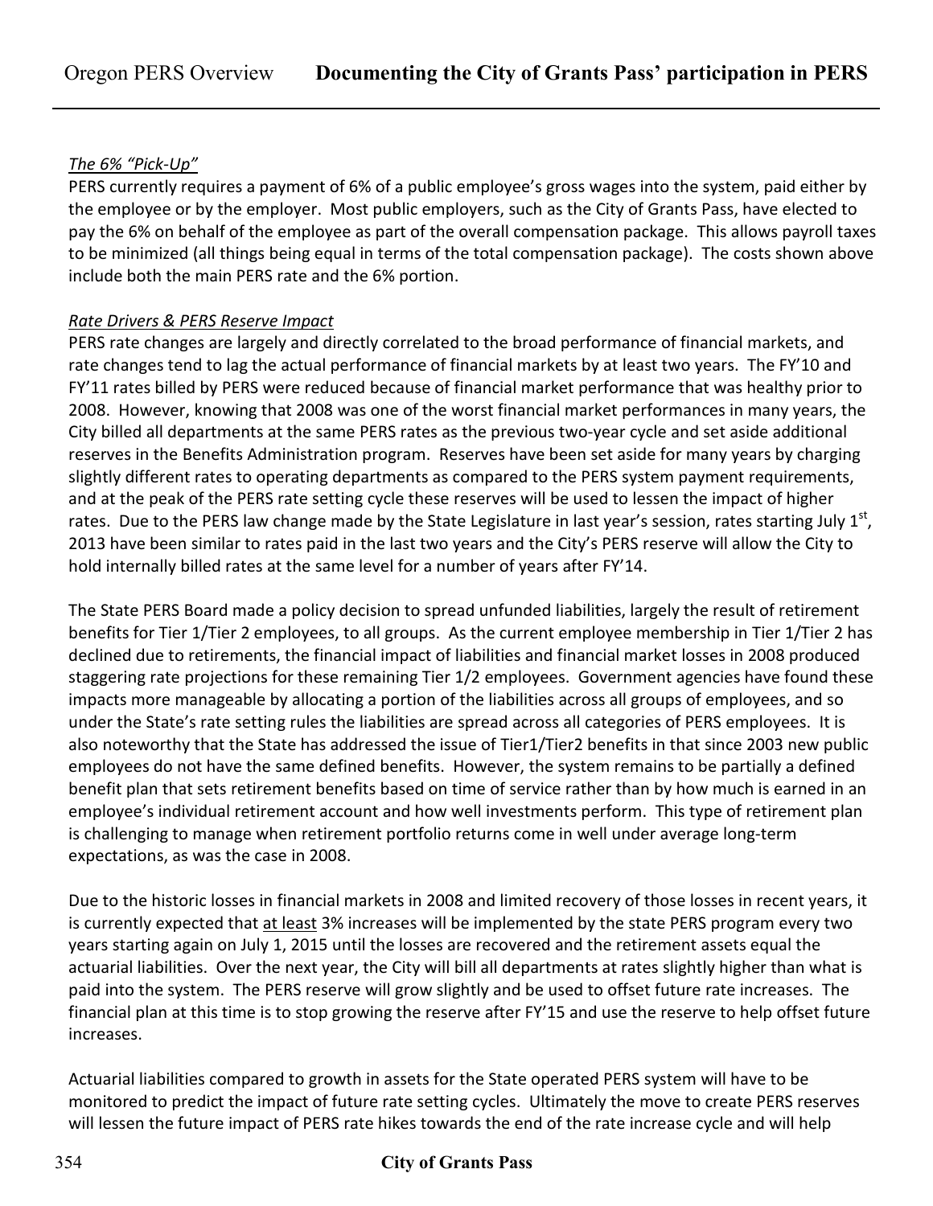*The 6% "Pick-Up"*

PERS currently requires a payment of 6% of a public employee's gross wages into the system, paid either by the employee or by the employer. Most public employers, such as the City of Grants Pass, have elected to pay the 6% on behalf of the employee as part of the overall compensation package. This allows payroll taxes to be minimized (all things being equal in terms of the total compensation package). The costs shown above include both the main PERS rate and the 6% portion.

*Rate Drivers & PERS Reserve Impact*

PERS rate changes are largely and directly correlated to the broad performance of financial markets, and rate changes tend to lag the actual performance of financial markets by at least two years. The FY'10 and FY'11 rates billed by PERS were reduced because of financial market performance that was healthy prior to 2008. However, knowing that 2008 was one of the worst financial market performances in many years, the City billed all departments at the same PERS rates as the previous two-year cycle and set aside additional reserves in the Benefits Administration program. Reserves have been set aside for many years by charging slightly different rates to operating departments as compared to the PERS system payment requirements, and at the peak of the PERS rate setting cycle these reserves will be used to lessen the impact of higher rates. Due to the PERS law change made by the State Legislature in last year's session, rates starting July 1st, 2013 have been similar to rates paid in the last two years and the City's PERS reserve will allow the City to hold internally billed rates at the same level for a number of years after FY'14.

The State PERS Board made a policy decision to spread unfunded liabilities, largely the result of retirement benefits for Tier 1/Tier 2 employees, to all groups. As the current employee membership in Tier 1/Tier 2 has declined due to retirements, the financial impact of liabilities and financial market losses in 2008 produced staggering rate projections for these remaining Tier 1/2 employees. Government agencies have found these impacts more manageable by allocating a portion of the liabilities across all groups of employees, and so under the State's rate setting rules the liabilities are spread across all categories of PERS employees. It is also noteworthy that the State has addressed the issue of Tier1/Tier2 benefits in that since 2003 new public employees do not have the same defined benefits. However, the system remains to be partially a defined benefit plan that sets retirement benefits based on time of service rather than by how much is earned in an employee's individual retirement account and how well investments perform. This type of retirement plan is challenging to manage when retirement portfolio returns come in well under average long-term expectations, as was the case in 2008.

Due to the historic losses in financial markets in 2008 and limited recovery of those losses in recent years, it is currently expected that at least 3% increases will be implemented by the state PERS program every two years starting again on July 1, 2015 until the losses are recovered and the retirement assets equal the actuarial liabilities. Over the next year, the City will bill all departments at rates slightly higher than what is paid into the system. The PERS reserve will grow slightly and be used to offset future rate increases. The financial plan at this time is to stop growing the reserve after FY'15 and use the reserve to help offset future increases.

Actuarial liabilities compared to growth in assets for the State operated PERS system will have to be monitored to predict the impact of future rate setting cycles. Ultimately the move to create PERS reserves will lessen the future impact of PERS rate hikes towards the end of the rate increase cycle and will help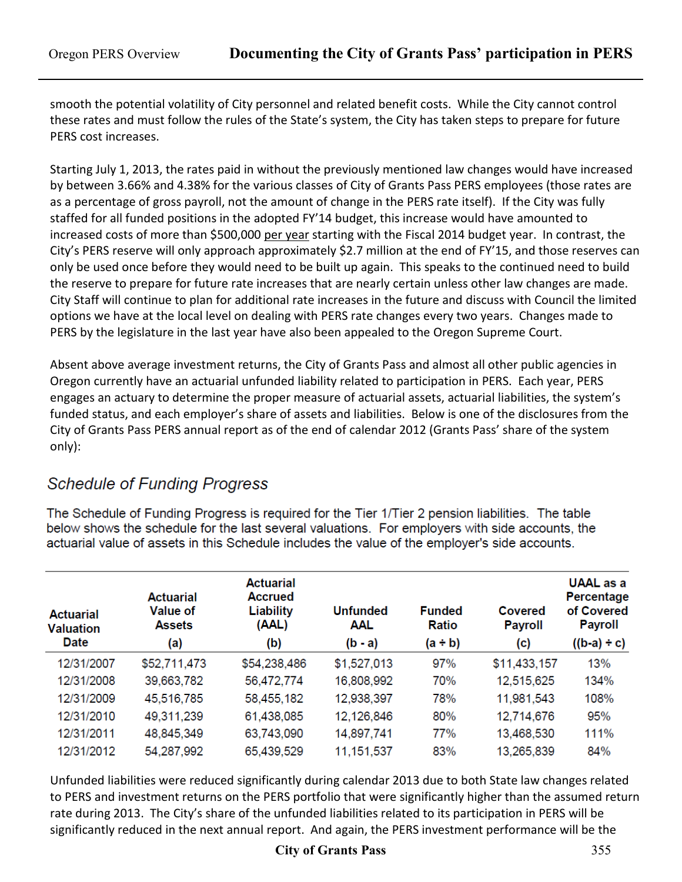smooth the potential volatility of City personnel and related benefit costs. While the City cannot control these rates and must follow the rules of the State's system, the City has taken steps to prepare for future PERS cost increases.

Starting July 1, 2013, the rates paid in without the previously mentioned law changes would have increased by between 3.66% and 4.38% for the various classes of City of Grants Pass PERS employees (those rates are as a percentage of gross payroll, not the amount of change in the PERS rate itself). If the City was fully staffed for all funded positions in the adopted FY'14 budget, this increase would have amounted to increased costs of more than $500,000 per year starting with the Fiscal 2014 budget year. In contrast, the City's PERS reserve will only approach approximately $2.7 million at the end of FY'15, and those reserves can only be used once before they would need to be built up again. This speaks to the continued need to build the reserve to prepare for future rate increases that are nearly certain unless other law changes are made. City Staff will continue to plan for additional rate increases in the future and discuss with Council the limited options we have at the local level on dealing with PERS rate changes every two years. Changes made to PERS by the legislature in the last year have also been appealed to the Oregon Supreme Court.

Absent above average investment returns, the City of Grants Pass and almost all other public agencies in Oregon currently have an actuarial unfunded liability related to participation in PERS. Each year, PERS engages an actuary to determine the proper measure of actuarial assets, actuarial liabilities, the system's funded status, and each employer's share of assets and liabilities. Below is one of the disclosures from the City of Grants Pass PERS annual report as of the end of calendar 2012 (Grants Pass' share of the system only):

## *Schedule of Funding Progress*

The Schedule of Funding Progress is required for the Tier 1/Tier 2 pension liabilities. The table below shows the schedule for the last several valuations. For employers with side accounts, the actuarial value of assets in this Schedule includes the value of the employer's side accounts.

| Actuarial Valuation Date | Actuarial Value of Assets (a) | Actuarial Accrued Liability (AAL) (b) | Unfunded AAL (b - a) | Funded Ratio (a ÷ b) | Covered Payroll (c) | UAAL as a Percentage of Covered Payroll ((b-a) ÷ c) |
|---|---|---|---|---|---|---|
| 12/31/2007 | $52,711,473 | $54,238,486 | $1,527,013 | 97% | $11,433,157 | 13% |
| 12/31/2008 | 39,663,782 | 56,472,774 | 16,808,992 | 70% | 12,515,625 | 134% |
| 12/31/2009 | 45,516,785 | 58,455,182 | 12,938,397 | 78% | 11,981,543 | 108% |
| 12/31/2010 | 49,311,239 | 61,438,085 | 12,126,846 | 80% | 12,714,676 | 95% |
| 12/31/2011 | 48,845,349 | 63,743,090 | 14,897,741 | 77% | 13,468,530 | 111% |
| 12/31/2012 | 54,287,992 | 65,439,529 | 11,151,537 | 83% | 13,265,839 | 84% |

Unfunded liabilities were reduced significantly during calendar 2013 due to both State law changes related to PERS and investment returns on the PERS portfolio that were significantly higher than the assumed return rate during 2013. The City's share of the unfunded liabilities related to its participation in PERS will be significantly reduced in the next annual report. And again, the PERS investment performance will be the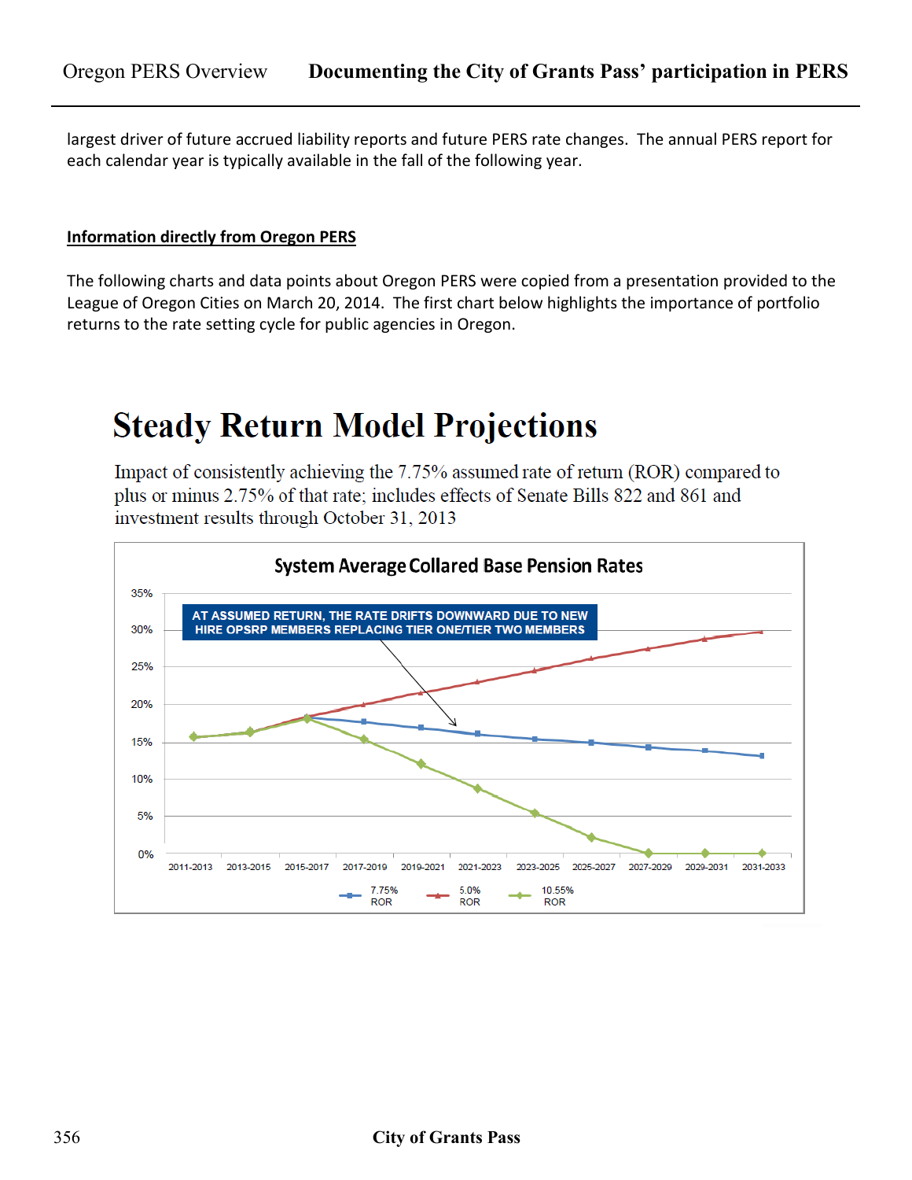largest driver of future accrued liability reports and future PERS rate changes. The annual PERS report for each calendar year is typically available in the fall of the following year.

**Information directly from Oregon PERS**

The following charts and data points about Oregon PERS were copied from a presentation provided to the League of Oregon Cities on March 20, 2014. The first chart below highlights the importance of portfolio returns to the rate setting cycle for public agencies in Oregon.

# Steady Return Model Projections

Impact of consistently achieving the 7.75% assumed rate of return (ROR) compared to plus or minus 2.75% of that rate; includes effects of Senate Bills 822 and 861 and investment results through October 31, 2013

**System Average Collared Base Pension Rates**

AT ASSUMED RETURN, THE RATE DRIFTS DOWNWARD DUE TO NEW HIRE OPSRP MEMBERS REPLACING TIER ONE/TIER TWO MEMBERS

Y-axis: 0%, 5%, 10%, 15%, 20%, 25%, 30%, 35%

X-axis: 2011-2013, 2013-2015, 2015-2017, 2017-2019, 2019-2021, 2021-2023, 2023-2025, 2025-2027, 2027-2029, 2029-2031, 2031-2033

Legend: 7.75% ROR, 5.0% ROR, 10.55% ROR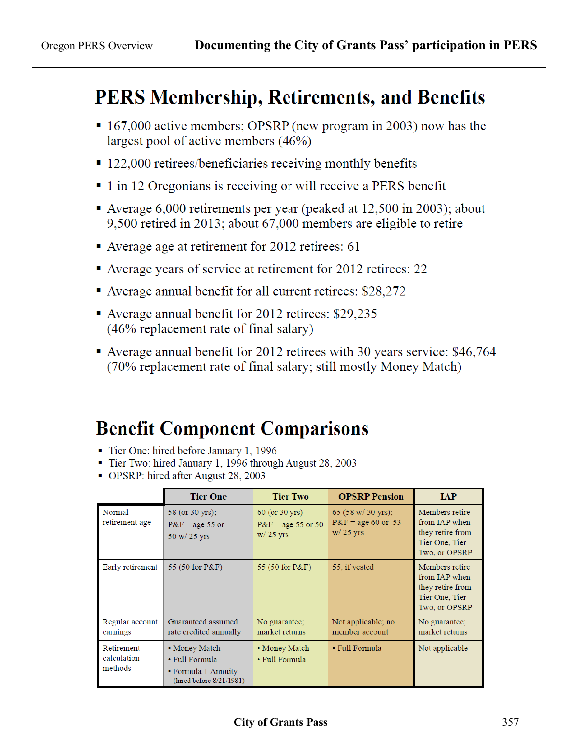# PERS Membership, Retirements, and Benefits

- 167,000 active members; OPSRP (new program in 2003) now has the largest pool of active members (46%)
- 122,000 retirees/beneficiaries receiving monthly benefits
- 1 in 12 Oregonians is receiving or will receive a PERS benefit
- Average 6,000 retirements per year (peaked at 12,500 in 2003); about 9,500 retired in 2013; about 67,000 members are eligible to retire
- Average age at retirement for 2012 retirees: 61
- Average years of service at retirement for 2012 retirees: 22
- Average annual benefit for all current retirees: $28,272
- Average annual benefit for 2012 retirees: $29,235 (46% replacement rate of final salary)
- Average annual benefit for 2012 retirees with 30 years service: $46,764 (70% replacement rate of final salary; still mostly Money Match)

# Benefit Component Comparisons

- Tier One: hired before January 1, 1996
- Tier Two: hired January 1, 1996 through August 28, 2003
- OPSRP: hired after August 28, 2003

| | Tier One | Tier Two | OPSRP Pension | IAP |
|---|---|---|---|---|
| Normal retirement age | 58 (or 30 yrs); P&F = age 55 or 50 w/ 25 yrs | 60 (or 30 yrs) P&F = age 55 or 50 w/ 25 yrs | 65 (58 w/ 30 yrs); P&F = age 60 or 53 w/ 25 yrs | Members retire from IAP when they retire from Tier One, Tier Two, or OPSRP |
| Early retirement | 55 (50 for P&F) | 55 (50 for P&F) | 55, if vested | Members retire from IAP when they retire from Tier One, Tier Two, or OPSRP |
| Regular account earnings | Guaranteed assumed rate credited annually | No guarantee; market returns | Not applicable; no member account | No guarantee; market returns |
| Retirement calculation methods | • Money Match<br>• Full Formula<br>• Formula + Annuity (hired before 8/21/1981) | • Money Match<br>• Full Formula | • Full Formula | Not applicable |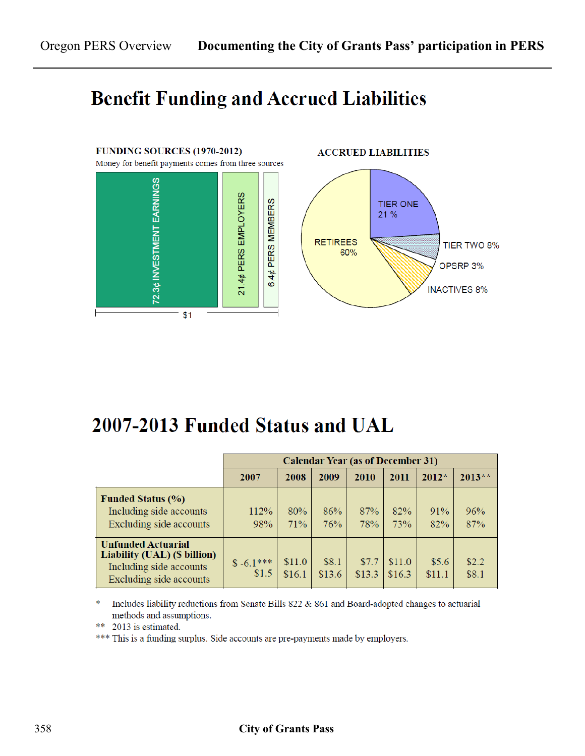# Benefit Funding and Accrued Liabilities

**FUNDING SOURCES (1970-2012)**

Money for benefit payments comes from three sources

- 72.3¢ INVESTMENT EARNINGS
- 21.4¢ PERS EMPLOYERS
- 6.4¢ PERS MEMBERS

$1

**ACCRUED LIABILITIES**

- RETIREES 60%
- TIER ONE 21 %
- TIER TWO 8%
- OPSRP 3%
- INACTIVES 8%

# 2007-2013 Funded Status and UAL

| | Calendar Year (as of December 31) | | | | | | |
|---|---|---|---|---|---|---|---|
| | 2007 | 2008 | 2009 | 2010 | 2011 | 2012* | 2013** |
| **Funded Status (%)** | | | | | | | |
| Including side accounts | 112% | 80% | 86% | 87% | 82% | 91% | 96% |
| Excluding side accounts | 98% | 71% | 76% | 78% | 73% | 82% | 87% |
| **Unfunded Actuarial Liability (UAL) ($ billion)** | | | | | | | |
| Including side accounts | $ -6.1*** | $11.0 | $8.1 | $7.7 | $11.0 | $5.6 | $2.2 |
| Excluding side accounts | $1.5 | $16.1 | $13.6 | $13.3 | $16.3 | $11.1 | $8.1 |

\* Includes liability reductions from Senate Bills 822 & 861 and Board-adopted changes to actuarial methods and assumptions.

** 2013 is estimated.

*** This is a funding surplus. Side accounts are pre-payments made by employers.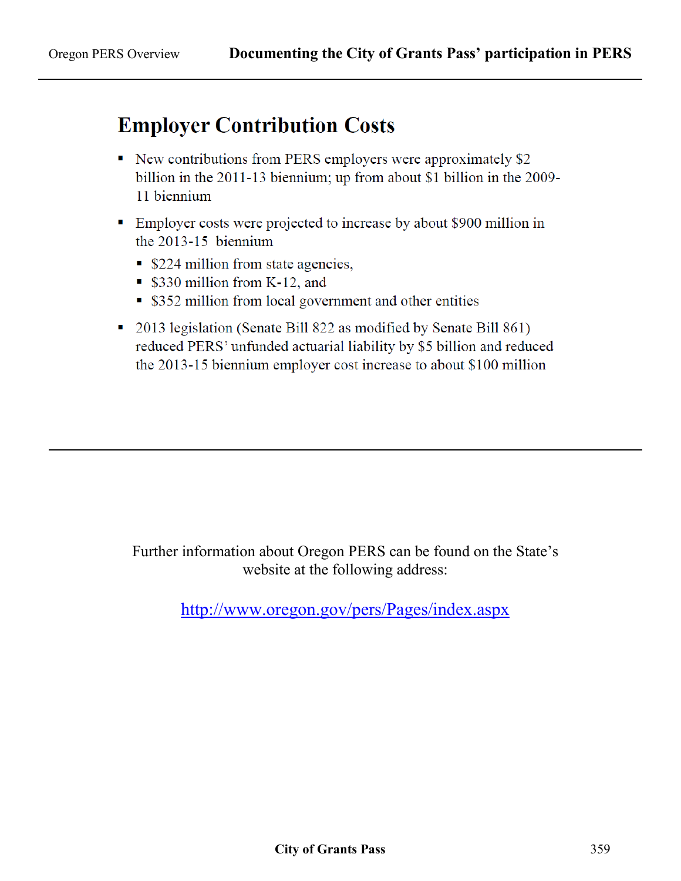## Employer Contribution Costs

- New contributions from PERS employers were approximately $2 billion in the 2011-13 biennium; up from about $1 billion in the 2009-11 biennium
- Employer costs were projected to increase by about $900 million in the 2013-15 biennium
  - $224 million from state agencies,
  - $330 million from K-12, and
  - $352 million from local government and other entities
- 2013 legislation (Senate Bill 822 as modified by Senate Bill 861) reduced PERS' unfunded actuarial liability by $5 billion and reduced the 2013-15 biennium employer cost increase to about $100 million

---

Further information about Oregon PERS can be found on the State's website at the following address:

[http://www.oregon.gov/pers/Pages/index.aspx](http://www.oregon.gov/pers/Pages/index.aspx)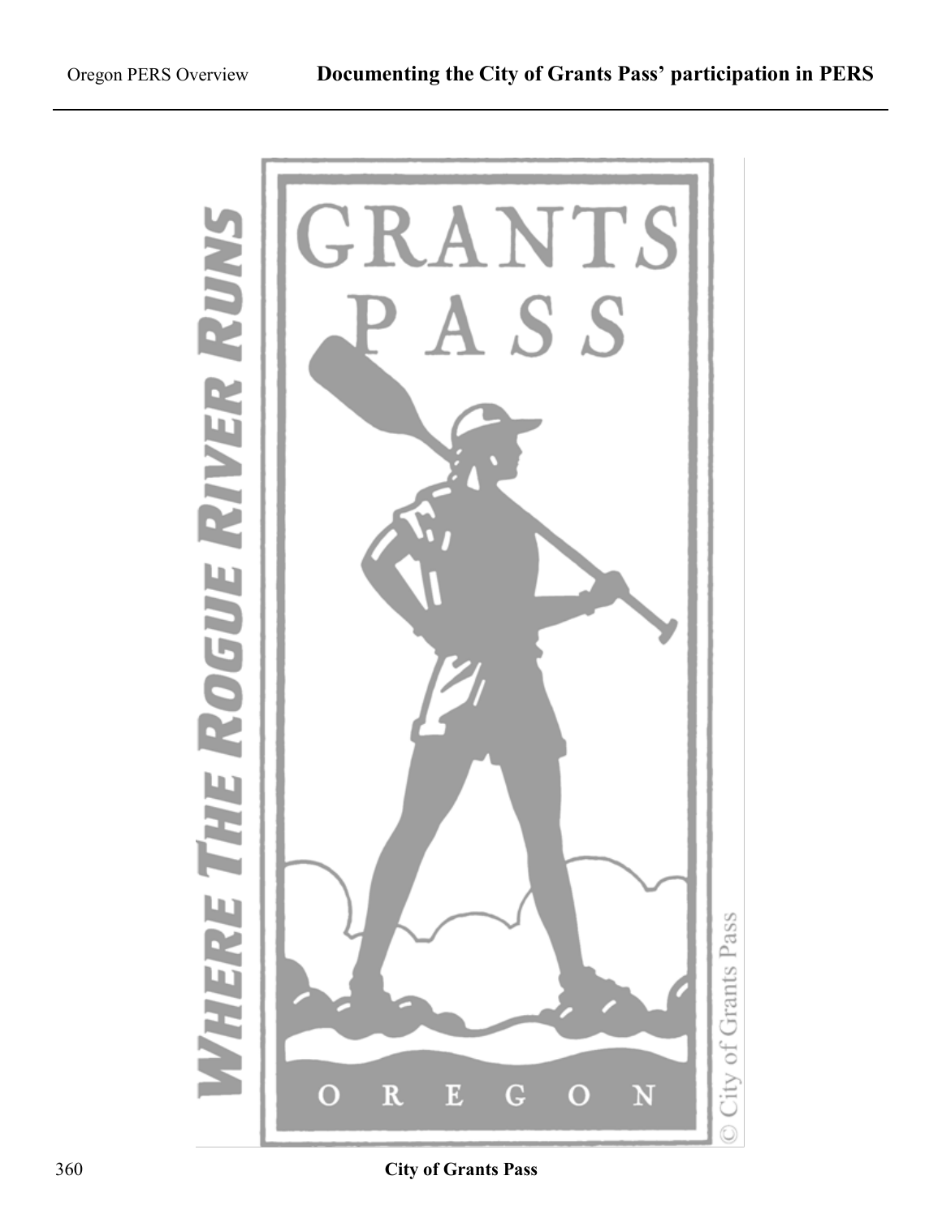GRANTS PASS

WHERE THE ROGUE RIVER RUNS

OREGON

© City of Grants Pass